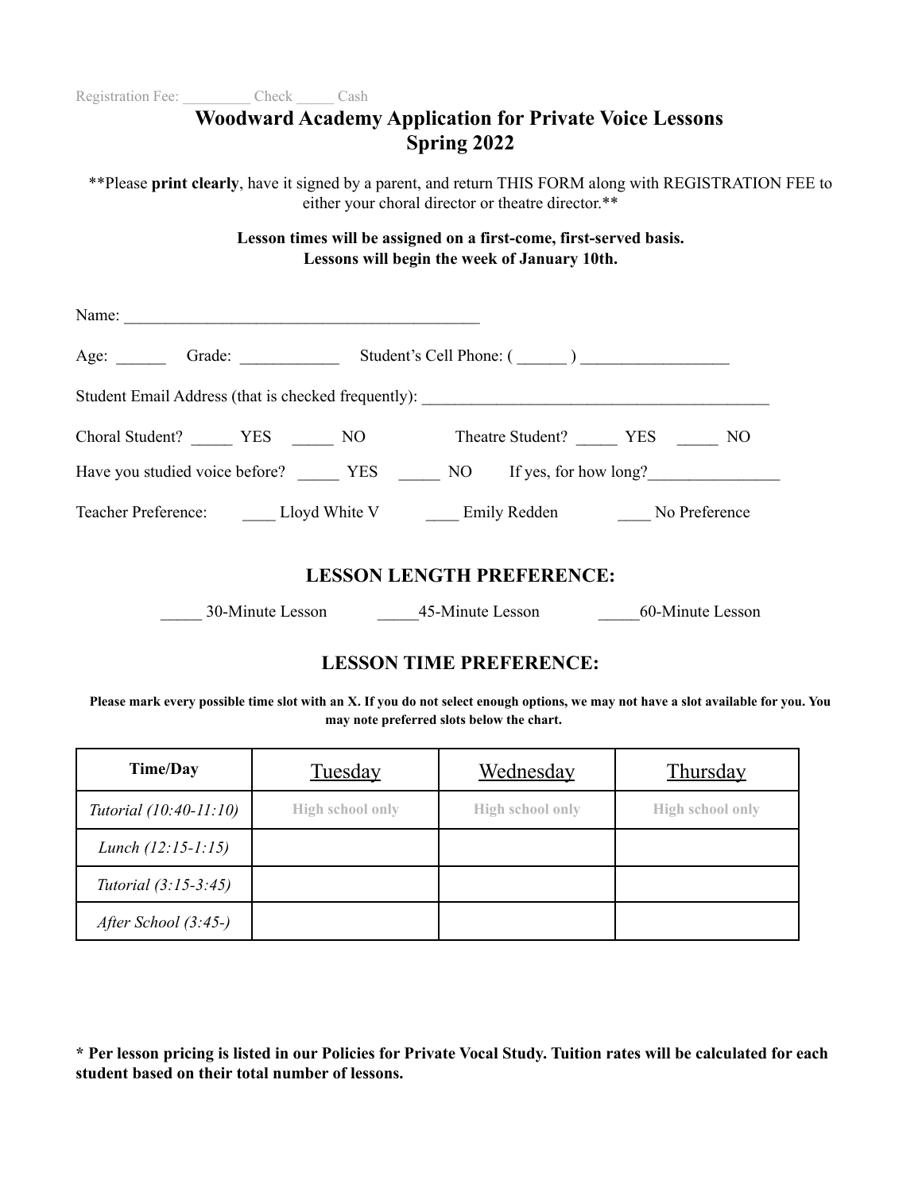Registration Fee: _________ Check _____ Cash

# Woodward Academy Application for Private Voice Lessons
# Spring 2022

**Please **print clearly**, have it signed by a parent, and return THIS FORM along with REGISTRATION FEE to either your choral director or theatre director.**

**Lesson times will be assigned on a first-come, first-served basis.**
**Lessons will begin the week of January 10th.**

Name: _____________________________________________

Age: ______ Grade: ____________ Student's Cell Phone: ( ______ ) __________________

Student Email Address (that is checked frequently): ____________________________________________

Choral Student? _____ YES _____ NO Theatre Student? _____ YES _____ NO

Have you studied voice before? _____ YES _____ NO If yes, for how long?________________

Teacher Preference: ____ Lloyd White V ____ Emily Redden ____ No Preference

## LESSON LENGTH PREFERENCE:

_____ 30-Minute Lesson _____45-Minute Lesson _____60-Minute Lesson

## LESSON TIME PREFERENCE:

**Please mark every possible time slot with an X. If you do not select enough options, we may not have a slot available for you. You may note preferred slots below the chart.**

| Time/Day | Tuesday | Wednesday | Thursday |
|---|---|---|---|
| *Tutorial (10:40-11:10)* | High school only | High school only | High school only |
| *Lunch (12:15-1:15)* | | | |
| *Tutorial (3:15-3:45)* | | | |
| *After School (3:45-)* | | | |

**\* Per lesson pricing is listed in our Policies for Private Vocal Study. Tuition rates will be calculated for each student based on their total number of lessons.**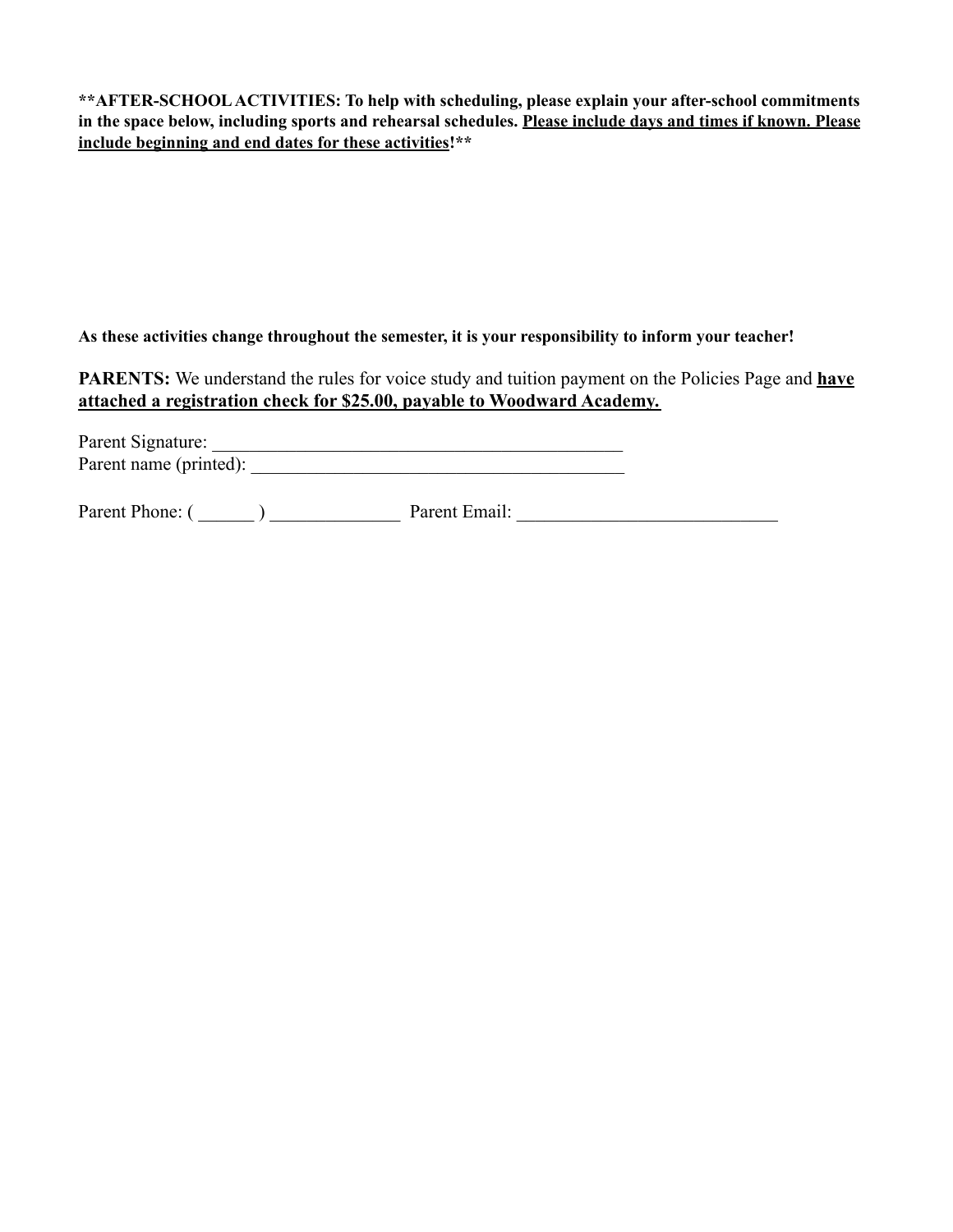**\*\*AFTER-SCHOOL ACTIVITIES: To help with scheduling, please explain your after-school commitments in the space below, including sports and rehearsal schedules. <u>Please include days and times if known. Please include beginning and end dates for these activities</u>!\*\***

**As these activities change throughout the semester, it is your responsibility to inform your teacher!**

**PARENTS:** We understand the rules for voice study and tuition payment on the Policies Page and **<u>have attached a registration check for $25.00, payable to Woodward Academy.</u>**

Parent Signature: ___________________________________________
Parent name (printed): ________________________________________

Parent Phone: ( ______ ) ______________ Parent Email: ____________________________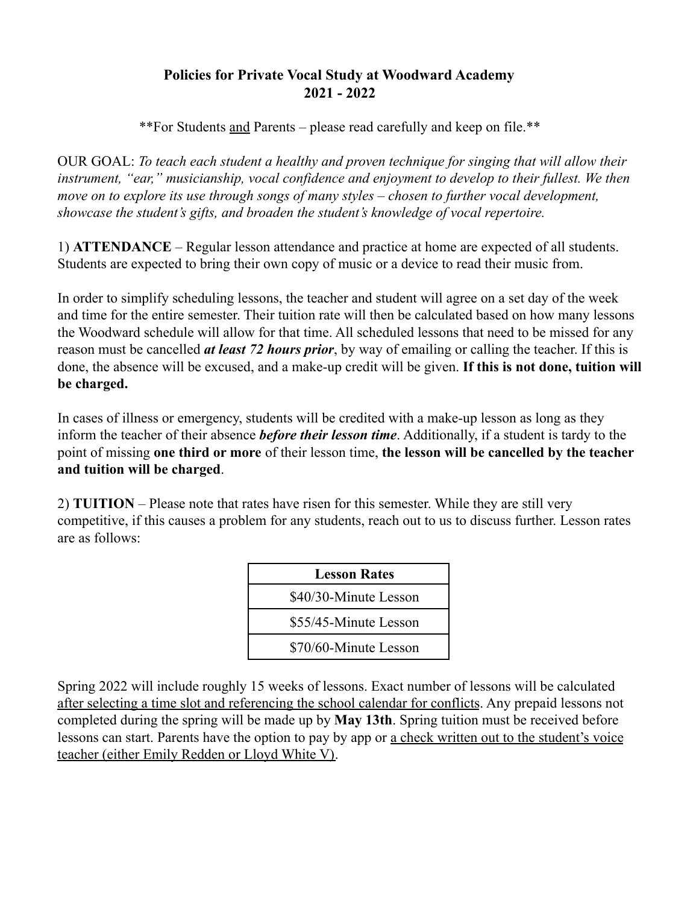# Policies for Private Vocal Study at Woodward Academy
## 2021 - 2022

**For Students <u>and</u> Parents – please read carefully and keep on file.**

OUR GOAL: *To teach each student a healthy and proven technique for singing that will allow their instrument, "ear," musicianship, vocal confidence and enjoyment to develop to their fullest. We then move on to explore its use through songs of many styles – chosen to further vocal development, showcase the student's gifts, and broaden the student's knowledge of vocal repertoire.*

1) **ATTENDANCE** – Regular lesson attendance and practice at home are expected of all students. Students are expected to bring their own copy of music or a device to read their music from.

In order to simplify scheduling lessons, the teacher and student will agree on a set day of the week and time for the entire semester. Their tuition rate will then be calculated based on how many lessons the Woodward schedule will allow for that time. All scheduled lessons that need to be missed for any reason must be cancelled ***at least 72 hours prior***, by way of emailing or calling the teacher. If this is done, the absence will be excused, and a make-up credit will be given. **If this is not done, tuition will be charged.**

In cases of illness or emergency, students will be credited with a make-up lesson as long as they inform the teacher of their absence ***before their lesson time***. Additionally, if a student is tardy to the point of missing **one third or more** of their lesson time, **the lesson will be cancelled by the teacher and tuition will be charged**.

2) **TUITION** – Please note that rates have risen for this semester. While they are still very competitive, if this causes a problem for any students, reach out to us to discuss further. Lesson rates are as follows:

| Lesson Rates |
|---|
| $40/30-Minute Lesson |
| $55/45-Minute Lesson |
| $70/60-Minute Lesson |

Spring 2022 will include roughly 15 weeks of lessons. Exact number of lessons will be calculated <u>after selecting a time slot and referencing the school calendar for conflicts</u>. Any prepaid lessons not completed during the spring will be made up by **May 13th**. Spring tuition must be received before lessons can start. Parents have the option to pay by app or <u>a check written out to the student's voice teacher (either Emily Redden or Lloyd White V)</u>.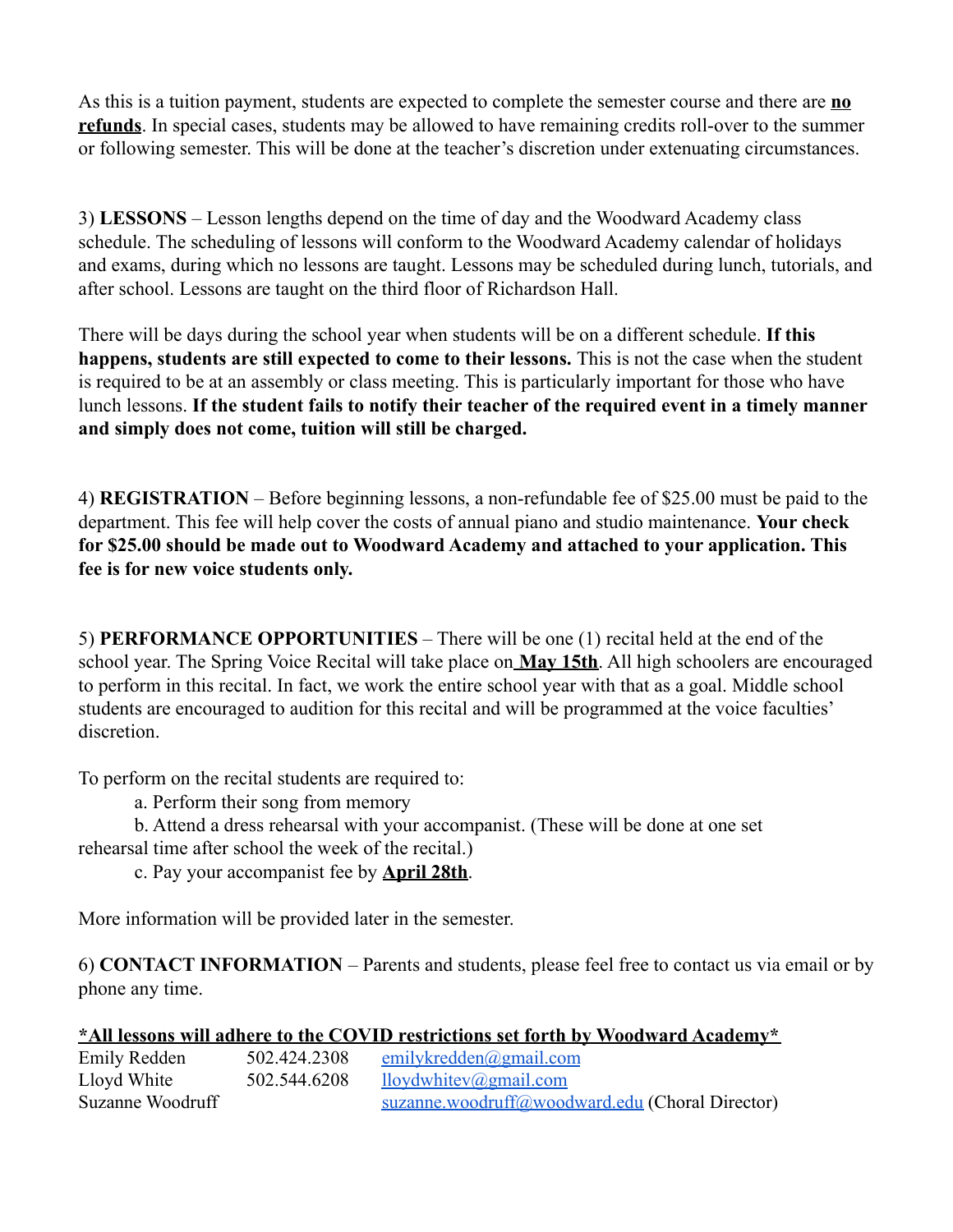As this is a tuition payment, students are expected to complete the semester course and there are **<u>no refunds</u>**. In special cases, students may be allowed to have remaining credits roll-over to the summer or following semester. This will be done at the teacher's discretion under extenuating circumstances.

3) **LESSONS** – Lesson lengths depend on the time of day and the Woodward Academy class schedule. The scheduling of lessons will conform to the Woodward Academy calendar of holidays and exams, during which no lessons are taught. Lessons may be scheduled during lunch, tutorials, and after school. Lessons are taught on the third floor of Richardson Hall.

There will be days during the school year when students will be on a different schedule. **If this happens, students are still expected to come to their lessons.** This is not the case when the student is required to be at an assembly or class meeting. This is particularly important for those who have lunch lessons. **If the student fails to notify their teacher of the required event in a timely manner and simply does not come, tuition will still be charged.**

4) **REGISTRATION** – Before beginning lessons, a non-refundable fee of $25.00 must be paid to the department. This fee will help cover the costs of annual piano and studio maintenance. **Your check for $25.00 should be made out to Woodward Academy and attached to your application. This fee is for new voice students only.**

5) **PERFORMANCE OPPORTUNITIES** – There will be one (1) recital held at the end of the school year. The Spring Voice Recital will take place on **<u>May 15th</u>**. All high schoolers are encouraged to perform in this recital. In fact, we work the entire school year with that as a goal. Middle school students are encouraged to audition for this recital and will be programmed at the voice faculties' discretion.

To perform on the recital students are required to:

a. Perform their song from memory

b. Attend a dress rehearsal with your accompanist. (These will be done at one set rehearsal time after school the week of the recital.)

c. Pay your accompanist fee by **<u>April 28th</u>**.

More information will be provided later in the semester.

6) **CONTACT INFORMATION** – Parents and students, please feel free to contact us via email or by phone any time.

**<u>*All lessons will adhere to the COVID restrictions set forth by Woodward Academy*</u>**

| | | |
|---|---|---|
| Emily Redden | 502.424.2308 | emilykredden@gmail.com |
| Lloyd White | 502.544.6208 | lloydwhitev@gmail.com |
| Suzanne Woodruff | | suzanne.woodruff@woodward.edu (Choral Director) |